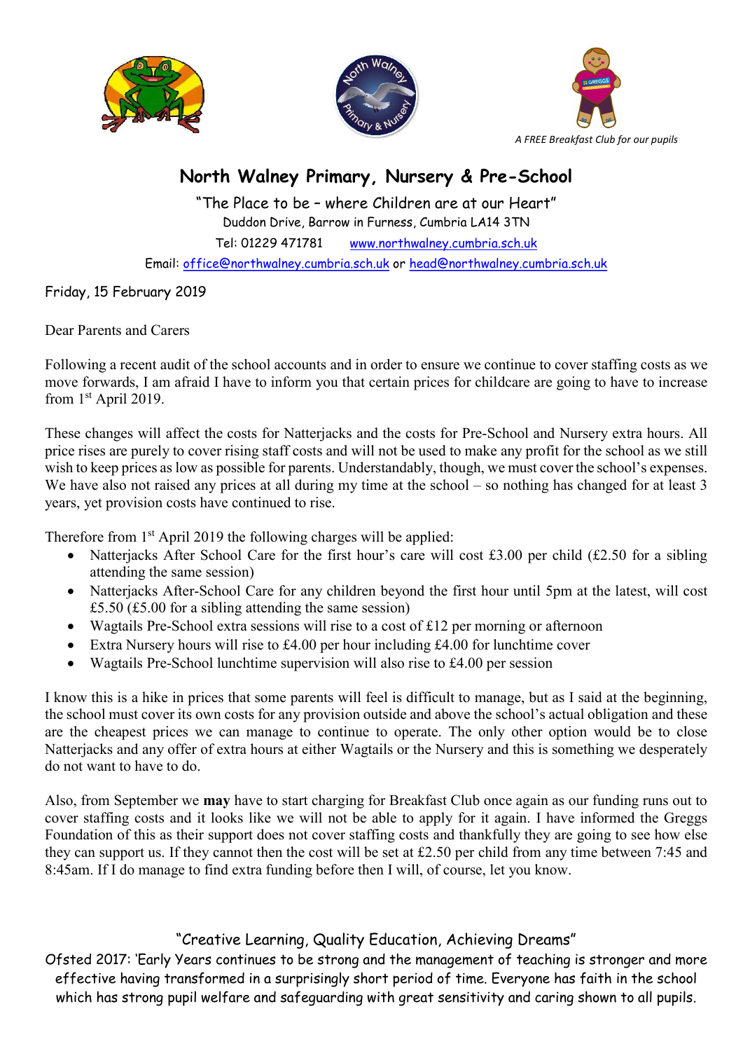*A FREE Breakfast Club for our pupils*

# North Walney Primary, Nursery & Pre-School

"The Place to be – where Children are at our Heart"

Duddon Drive, Barrow in Furness, Cumbria LA14 3TN

Tel: 01229 471781 www.northwalney.cumbria.sch.uk

Email: office@northwalney.cumbria.sch.uk or head@northwalney.cumbria.sch.uk

Friday, 15 February 2019

Dear Parents and Carers

Following a recent audit of the school accounts and in order to ensure we continue to cover staffing costs as we move forwards, I am afraid I have to inform you that certain prices for childcare are going to have to increase from 1st April 2019.

These changes will affect the costs for Natterjacks and the costs for Pre-School and Nursery extra hours. All price rises are purely to cover rising staff costs and will not be used to make any profit for the school as we still wish to keep prices as low as possible for parents. Understandably, though, we must cover the school's expenses. We have also not raised any prices at all during my time at the school – so nothing has changed for at least 3 years, yet provision costs have continued to rise.

Therefore from 1st April 2019 the following charges will be applied:

- Natterjacks After School Care for the first hour's care will cost £3.00 per child (£2.50 for a sibling attending the same session)
- Natterjacks After-School Care for any children beyond the first hour until 5pm at the latest, will cost £5.50 (£5.00 for a sibling attending the same session)
- Wagtails Pre-School extra sessions will rise to a cost of £12 per morning or afternoon
- Extra Nursery hours will rise to £4.00 per hour including £4.00 for lunchtime cover
- Wagtails Pre-School lunchtime supervision will also rise to £4.00 per session

I know this is a hike in prices that some parents will feel is difficult to manage, but as I said at the beginning, the school must cover its own costs for any provision outside and above the school's actual obligation and these are the cheapest prices we can manage to continue to operate. The only other option would be to close Natterjacks and any offer of extra hours at either Wagtails or the Nursery and this is something we desperately do not want to have to do.

Also, from September we **may** have to start charging for Breakfast Club once again as our funding runs out to cover staffing costs and it looks like we will not be able to apply for it again. I have informed the Greggs Foundation of this as their support does not cover staffing costs and thankfully they are going to see how else they can support us. If they cannot then the cost will be set at £2.50 per child from any time between 7:45 and 8:45am. If I do manage to find extra funding before then I will, of course, let you know.

"Creative Learning, Quality Education, Achieving Dreams"

Ofsted 2017: 'Early Years continues to be strong and the management of teaching is stronger and more effective having transformed in a surprisingly short period of time. Everyone has faith in the school which has strong pupil welfare and safeguarding with great sensitivity and caring shown to all pupils.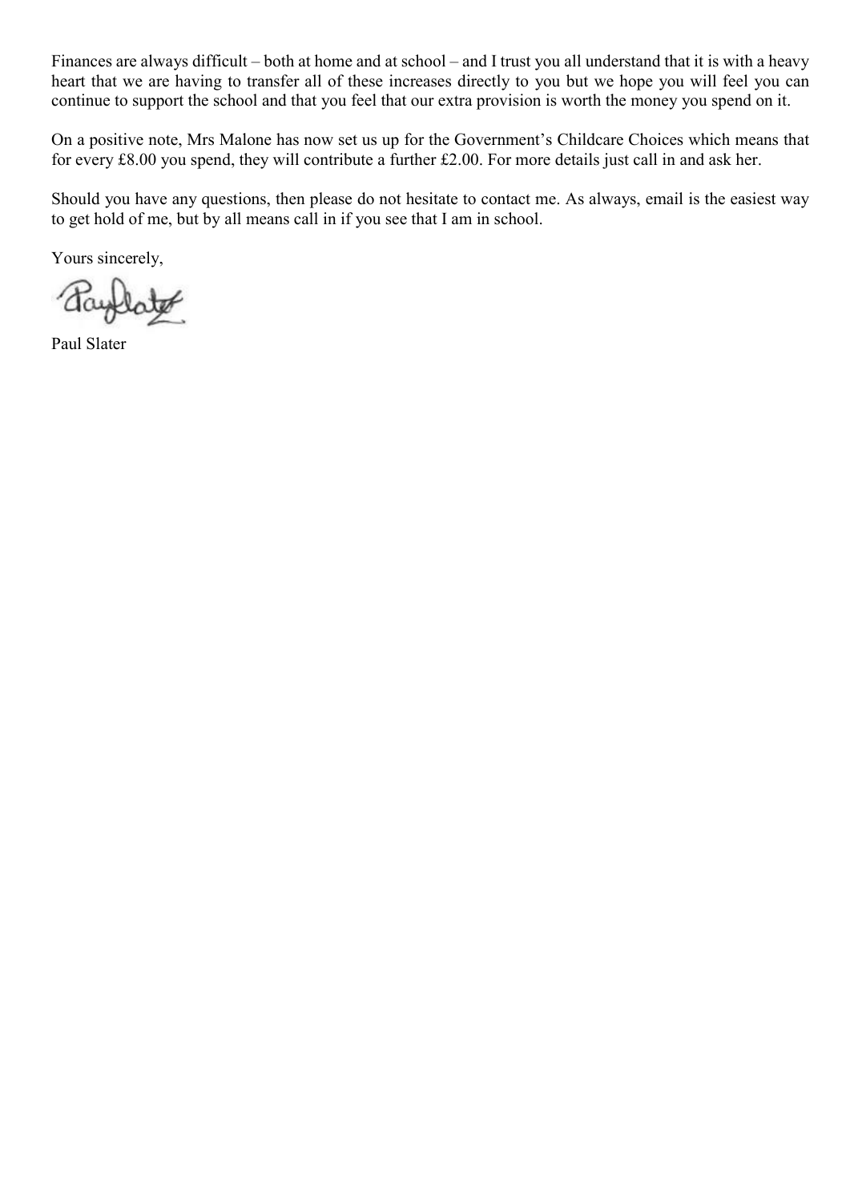Finances are always difficult – both at home and at school – and I trust you all understand that it is with a heavy heart that we are having to transfer all of these increases directly to you but we hope you will feel you can continue to support the school and that you feel that our extra provision is worth the money you spend on it.

On a positive note, Mrs Malone has now set us up for the Government's Childcare Choices which means that for every £8.00 you spend, they will contribute a further £2.00. For more details just call in and ask her.

Should you have any questions, then please do not hesitate to contact me. As always, email is the easiest way to get hold of me, but by all means call in if you see that I am in school.

Yours sincerely,

Paul Slater